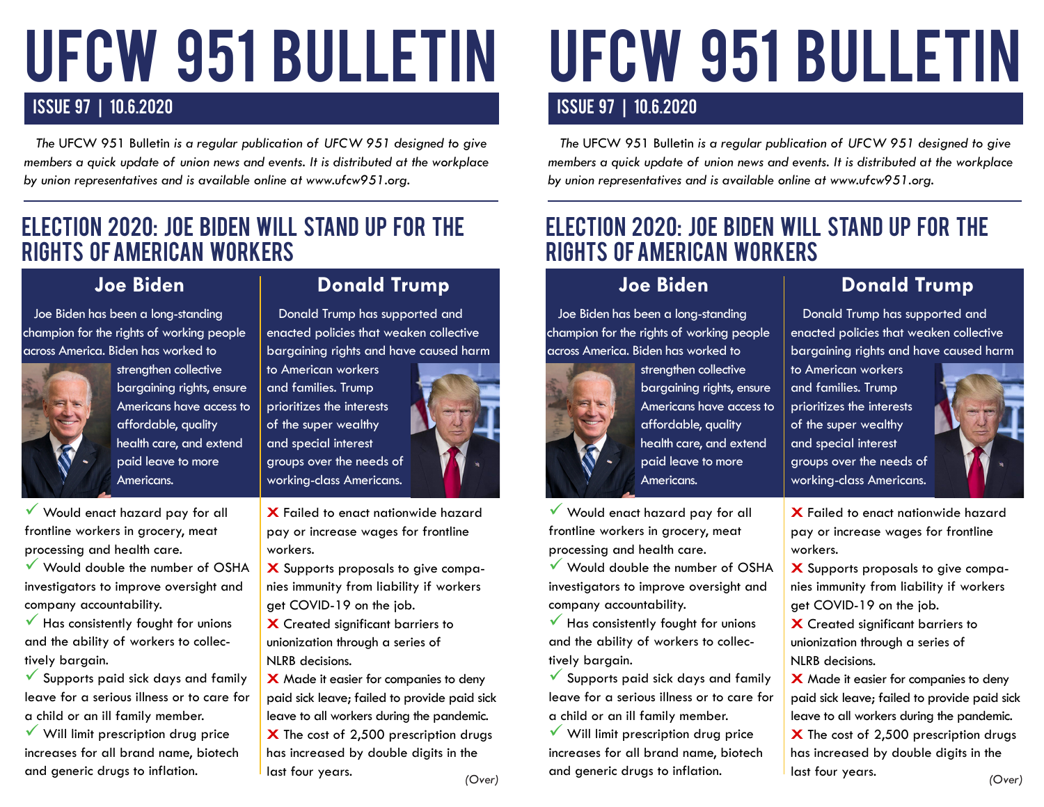# UFCW 951 BULLETIN

## ISSUE 97 | 10.6.2020

*The* UFCW 951 Bulletin *is a regular publication of UFCW 951 designed to give members a quick update of union news and events. It is distributed at the workplace by union representatives and is available online at www.ufcw951.org.*

## ELECTION 2020: JOE BIDEN WILL STAND UP FOR THE RIGHTS OF AMERICAN WORKERS

### Joe Biden

Joe Biden has been a long-standing champion for the rights of working people across America. Biden has worked to strengthen collective bargaining rights, ensure Americans have access to affordable, quality health care, and extend paid leave to more Americans.

- ✓ Would enact hazard pay for all frontline workers in grocery, meat processing and health care.
- ✓ Would double the number of OSHA investigators to improve oversight and company accountability.
- ✓ Has consistently fought for unions and the ability of workers to collectively bargain.
- ✓ Supports paid sick days and family leave for a serious illness or to care for a child or an ill family member.
- ✓ Will limit prescription drug price increases for all brand name, biotech and generic drugs to inflation.

### Donald Trump

Donald Trump has supported and enacted policies that weaken collective bargaining rights and have caused harm to American workers and families. Trump prioritizes the interests of the super wealthy and special interest groups over the needs of working-class Americans.

- ✗ Failed to enact nationwide hazard pay or increase wages for frontline workers.
- ✗ Supports proposals to give companies immunity from liability if workers get COVID-19 on the job.
- ✗ Created significant barriers to unionization through a series of NLRB decisions.
- ✗ Made it easier for companies to deny paid sick leave; failed to provide paid sick leave to all workers during the pandemic.
- ✗ The cost of 2,500 prescription drugs has increased by double digits in the last four years.

*(Over)*

---

# UFCW 951 BULLETIN

## ISSUE 97 | 10.6.2020

*The* UFCW 951 Bulletin *is a regular publication of UFCW 951 designed to give members a quick update of union news and events. It is distributed at the workplace by union representatives and is available online at www.ufcw951.org.*

## ELECTION 2020: JOE BIDEN WILL STAND UP FOR THE RIGHTS OF AMERICAN WORKERS

### Joe Biden

Joe Biden has been a long-standing champion for the rights of working people across America. Biden has worked to strengthen collective bargaining rights, ensure Americans have access to affordable, quality health care, and extend paid leave to more Americans.

- ✓ Would enact hazard pay for all frontline workers in grocery, meat processing and health care.
- ✓ Would double the number of OSHA investigators to improve oversight and company accountability.
- ✓ Has consistently fought for unions and the ability of workers to collectively bargain.
- ✓ Supports paid sick days and family leave for a serious illness or to care for a child or an ill family member.
- ✓ Will limit prescription drug price increases for all brand name, biotech and generic drugs to inflation.

### Donald Trump

Donald Trump has supported and enacted policies that weaken collective bargaining rights and have caused harm to American workers and families. Trump prioritizes the interests of the super wealthy and special interest groups over the needs of working-class Americans.

- ✗ Failed to enact nationwide hazard pay or increase wages for frontline workers.
- ✗ Supports proposals to give companies immunity from liability if workers get COVID-19 on the job.
- ✗ Created significant barriers to unionization through a series of NLRB decisions.
- ✗ Made it easier for companies to deny paid sick leave; failed to provide paid sick leave to all workers during the pandemic.
- ✗ The cost of 2,500 prescription drugs has increased by double digits in the last four years.

*(Over)*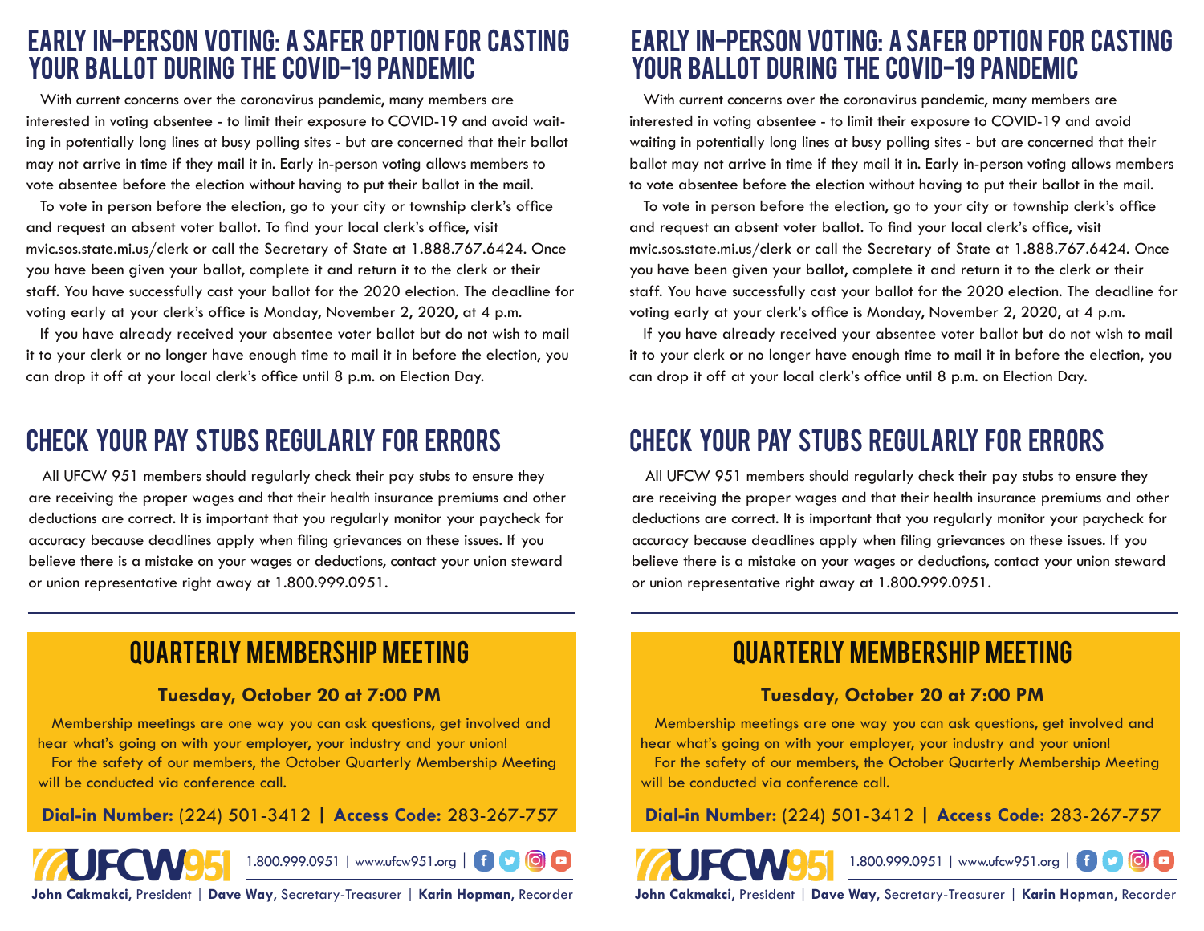# EARLY IN-PERSON VOTING: A SAFER OPTION FOR CASTING YOUR BALLOT DURING THE COVID-19 PANDEMIC

With current concerns over the coronavirus pandemic, many members are interested in voting absentee - to limit their exposure to COVID-19 and avoid waiting in potentially long lines at busy polling sites - but are concerned that their ballot may not arrive in time if they mail it in. Early in-person voting allows members to vote absentee before the election without having to put their ballot in the mail.

To vote in person before the election, go to your city or township clerk's office and request an absent voter ballot. To find your local clerk's office, visit mvic.sos.state.mi.us/clerk or call the Secretary of State at 1.888.767.6424. Once you have been given your ballot, complete it and return it to the clerk or their staff. You have successfully cast your ballot for the 2020 election. The deadline for voting early at your clerk's office is Monday, November 2, 2020, at 4 p.m.

If you have already received your absentee voter ballot but do not wish to mail it to your clerk or no longer have enough time to mail it in before the election, you can drop it off at your local clerk's office until 8 p.m. on Election Day.

# CHECK YOUR PAY STUBS REGULARLY FOR ERRORS

All UFCW 951 members should regularly check their pay stubs to ensure they are receiving the proper wages and that their health insurance premiums and other deductions are correct. It is important that you regularly monitor your paycheck for accuracy because deadlines apply when filing grievances on these issues. If you believe there is a mistake on your wages or deductions, contact your union steward or union representative right away at 1.800.999.0951.

# QUARTERLY MEMBERSHIP MEETING

**Tuesday, October 20 at 7:00 PM**

Membership meetings are one way you can ask questions, get involved and hear what's going on with your employer, your industry and your union!

For the safety of our members, the October Quarterly Membership Meeting will be conducted via conference call.

**Dial-in Number:** (224) 501-3412 | **Access Code:** 283-267-757

UFCW951 1.800.999.0951 | www.ufcw951.org |

**John Cakmakci**, President | **Dave Way**, Secretary-Treasurer | **Karin Hopman**, Recorder

# EARLY IN-PERSON VOTING: A SAFER OPTION FOR CASTING YOUR BALLOT DURING THE COVID-19 PANDEMIC

With current concerns over the coronavirus pandemic, many members are interested in voting absentee - to limit their exposure to COVID-19 and avoid waiting in potentially long lines at busy polling sites - but are concerned that their ballot may not arrive in time if they mail it in. Early in-person voting allows members to vote absentee before the election without having to put their ballot in the mail.

To vote in person before the election, go to your city or township clerk's office and request an absent voter ballot. To find your local clerk's office, visit mvic.sos.state.mi.us/clerk or call the Secretary of State at 1.888.767.6424. Once you have been given your ballot, complete it and return it to the clerk or their staff. You have successfully cast your ballot for the 2020 election. The deadline for voting early at your clerk's office is Monday, November 2, 2020, at 4 p.m.

If you have already received your absentee voter ballot but do not wish to mail it to your clerk or no longer have enough time to mail it in before the election, you can drop it off at your local clerk's office until 8 p.m. on Election Day.

# CHECK YOUR PAY STUBS REGULARLY FOR ERRORS

All UFCW 951 members should regularly check their pay stubs to ensure they are receiving the proper wages and that their health insurance premiums and other deductions are correct. It is important that you regularly monitor your paycheck for accuracy because deadlines apply when filing grievances on these issues. If you believe there is a mistake on your wages or deductions, contact your union steward or union representative right away at 1.800.999.0951.

# QUARTERLY MEMBERSHIP MEETING

**Tuesday, October 20 at 7:00 PM**

Membership meetings are one way you can ask questions, get involved and hear what's going on with your employer, your industry and your union!

For the safety of our members, the October Quarterly Membership Meeting will be conducted via conference call.

**Dial-in Number:** (224) 501-3412 | **Access Code:** 283-267-757

UFCW951 1.800.999.0951 | www.ufcw951.org |

**John Cakmakci**, President | **Dave Way**, Secretary-Treasurer | **Karin Hopman**, Recorder